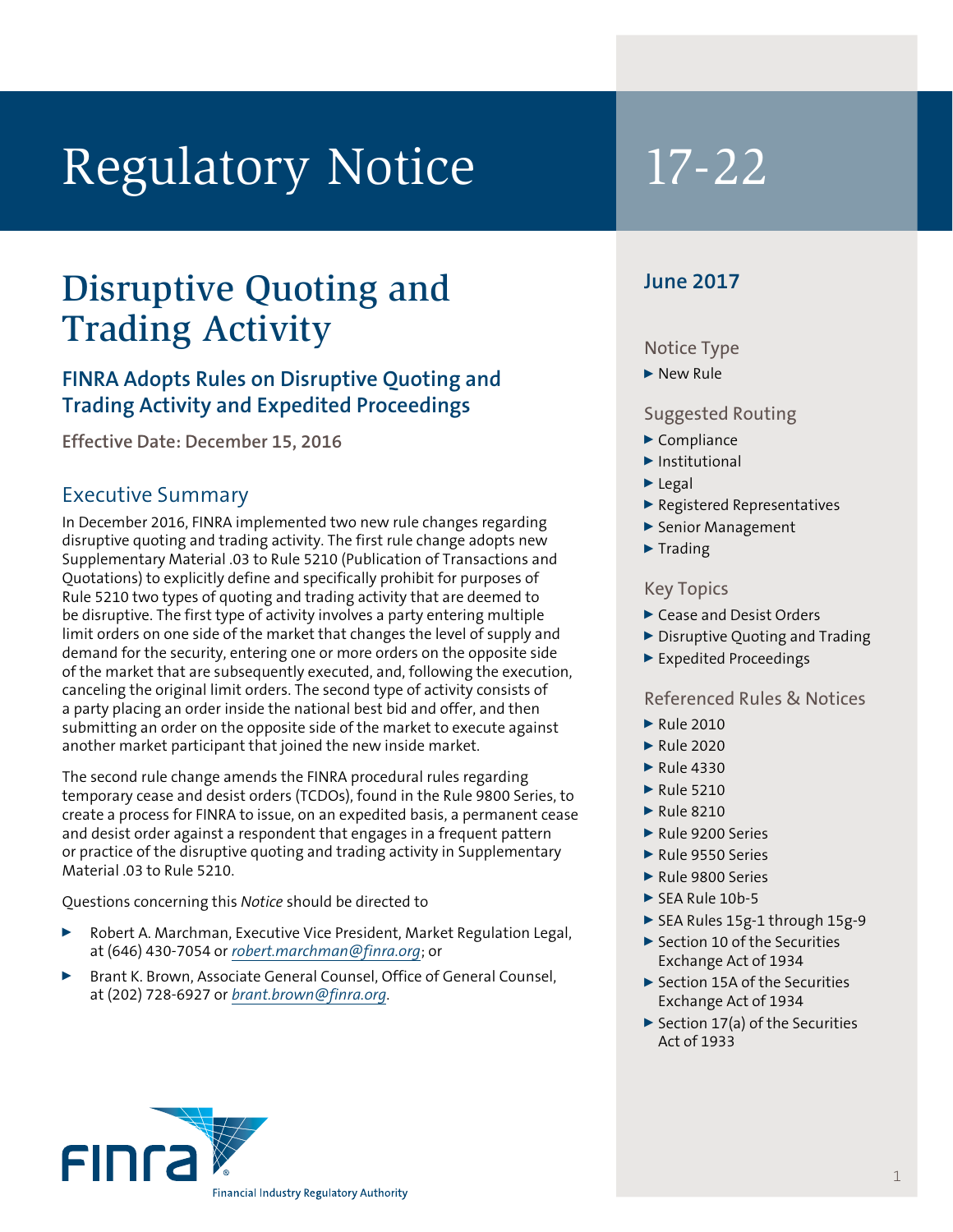# Regulatory Notice 17-22

## Disruptive Quoting and Trading Activity

### FINRA Adopts Rules on Disruptive Quoting and Trading Activity and Expedited Proceedings

**Effective Date: December 15, 2016**

### Executive Summary

In December 2016, FINRA implemented two new rule changes regarding disruptive quoting and trading activity. The first rule change adopts new Supplementary Material .03 to Rule 5210 (Publication of Transactions and Quotations) to explicitly define and specifically prohibit for purposes of Rule 5210 two types of quoting and trading activity that are deemed to be disruptive. The first type of activity involves a party entering multiple limit orders on one side of the market that changes the level of supply and demand for the security, entering one or more orders on the opposite side of the market that are subsequently executed, and, following the execution, canceling the original limit orders. The second type of activity consists of a party placing an order inside the national best bid and offer, and then submitting an order on the opposite side of the market to execute against another market participant that joined the new inside market.

The second rule change amends the FINRA procedural rules regarding temporary cease and desist orders (TCDOs), found in the Rule 9800 Series, to create a process for FINRA to issue, on an expedited basis, a permanent cease and desist order against a respondent that engages in a frequent pattern or practice of the disruptive quoting and trading activity in Supplementary Material .03 to Rule 5210.

Questions concerning this *Notice* should be directed to

- Robert A. Marchman, Executive Vice President, Market Regulation Legal, at (646) 430-7054 or *robert.marchman@finra.org*; or
- Brant K. Brown, Associate General Counsel, Office of General Counsel, at (202) 728-6927 or *brant.brown@finra.org*.

**June 2017**

Notice Type

- New Rule

Suggested Routing

- Compliance
- Institutional
- Legal
- Registered Representatives
- Senior Management
- Trading

Key Topics

- Cease and Desist Orders
- Disruptive Quoting and Trading
- Expedited Proceedings

Referenced Rules & Notices

- Rule 2010
- Rule 2020
- Rule 4330
- Rule 5210
- Rule 8210
- Rule 9200 Series
- Rule 9550 Series
- Rule 9800 Series
- SEA Rule 10b-5
- SEA Rules 15g-1 through 15g-9
- Section 10 of the Securities Exchange Act of 1934
- Section 15A of the Securities Exchange Act of 1934
- Section 17(a) of the Securities Act of 1933

FINRA Financial Industry Regulatory Authority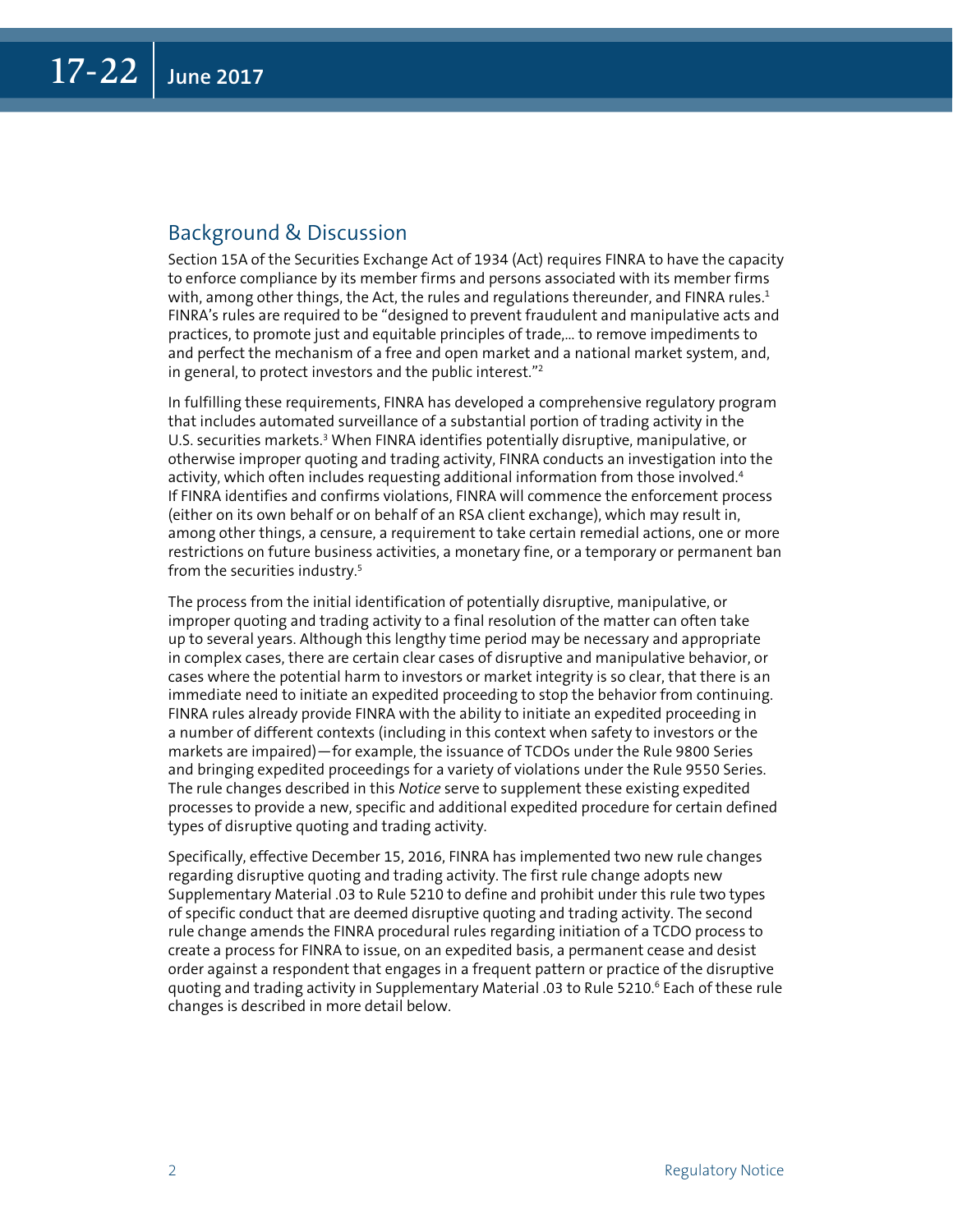## Background & Discussion

Section 15A of the Securities Exchange Act of 1934 (Act) requires FINRA to have the capacity to enforce compliance by its member firms and persons associated with its member firms with, among other things, the Act, the rules and regulations thereunder, and FINRA rules.[1] FINRA's rules are required to be "designed to prevent fraudulent and manipulative acts and practices, to promote just and equitable principles of trade,... to remove impediments to and perfect the mechanism of a free and open market and a national market system, and, in general, to protect investors and the public interest."[2]

In fulfilling these requirements, FINRA has developed a comprehensive regulatory program that includes automated surveillance of a substantial portion of trading activity in the U.S. securities markets.[3] When FINRA identifies potentially disruptive, manipulative, or otherwise improper quoting and trading activity, FINRA conducts an investigation into the activity, which often includes requesting additional information from those involved.[4] If FINRA identifies and confirms violations, FINRA will commence the enforcement process (either on its own behalf or on behalf of an RSA client exchange), which may result in, among other things, a censure, a requirement to take certain remedial actions, one or more restrictions on future business activities, a monetary fine, or a temporary or permanent ban from the securities industry.[5]

The process from the initial identification of potentially disruptive, manipulative, or improper quoting and trading activity to a final resolution of the matter can often take up to several years. Although this lengthy time period may be necessary and appropriate in complex cases, there are certain clear cases of disruptive and manipulative behavior, or cases where the potential harm to investors or market integrity is so clear, that there is an immediate need to initiate an expedited proceeding to stop the behavior from continuing. FINRA rules already provide FINRA with the ability to initiate an expedited proceeding in a number of different contexts (including in this context when safety to investors or the markets are impaired)—for example, the issuance of TCDOs under the Rule 9800 Series and bringing expedited proceedings for a variety of violations under the Rule 9550 Series. The rule changes described in this *Notice* serve to supplement these existing expedited processes to provide a new, specific and additional expedited procedure for certain defined types of disruptive quoting and trading activity.

Specifically, effective December 15, 2016, FINRA has implemented two new rule changes regarding disruptive quoting and trading activity. The first rule change adopts new Supplementary Material .03 to Rule 5210 to define and prohibit under this rule two types of specific conduct that are deemed disruptive quoting and trading activity. The second rule change amends the FINRA procedural rules regarding initiation of a TCDO process to create a process for FINRA to issue, on an expedited basis, a permanent cease and desist order against a respondent that engages in a frequent pattern or practice of the disruptive quoting and trading activity in Supplementary Material .03 to Rule 5210.[6] Each of these rule changes is described in more detail below.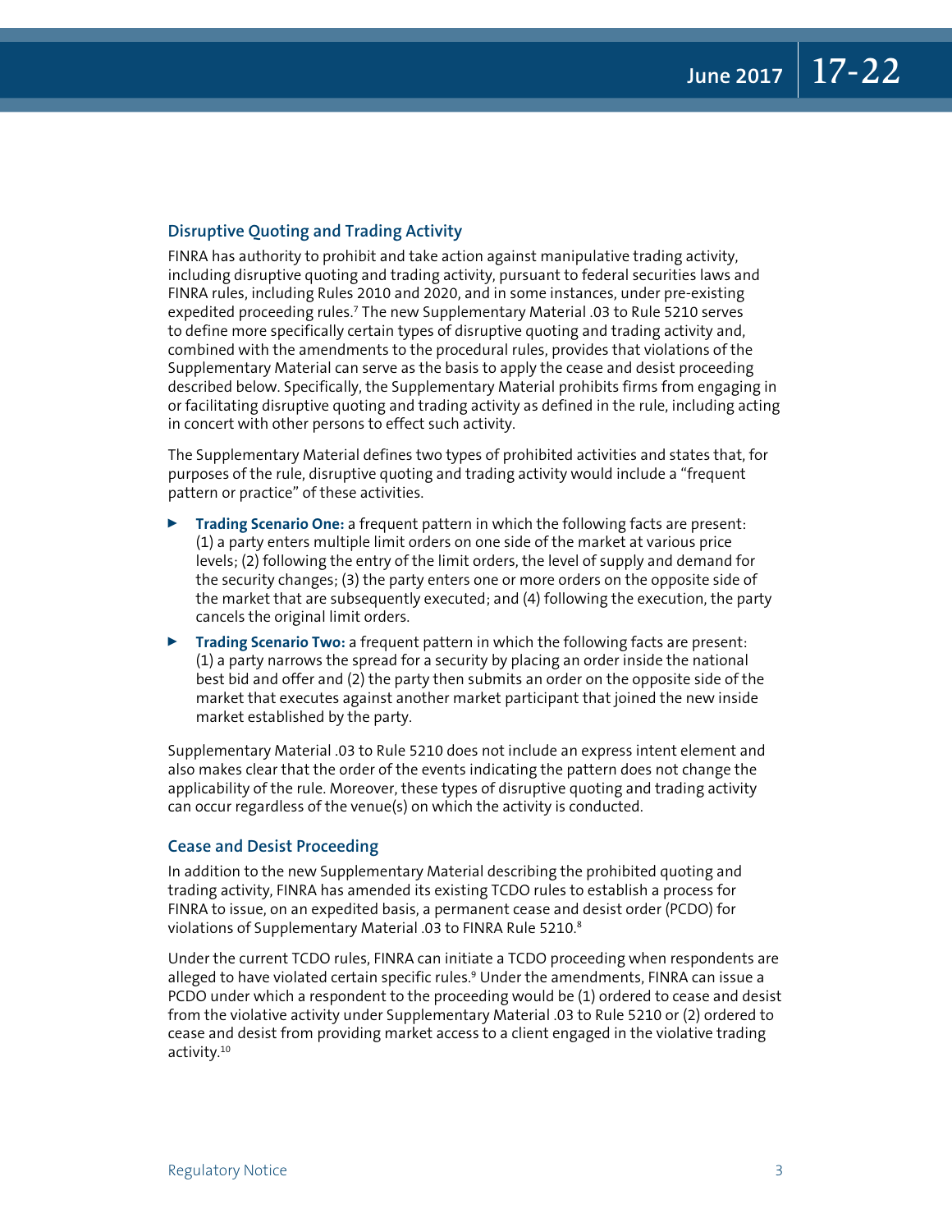## Disruptive Quoting and Trading Activity

FINRA has authority to prohibit and take action against manipulative trading activity, including disruptive quoting and trading activity, pursuant to federal securities laws and FINRA rules, including Rules 2010 and 2020, and in some instances, under pre-existing expedited proceeding rules.[7] The new Supplementary Material .03 to Rule 5210 serves to define more specifically certain types of disruptive quoting and trading activity and, combined with the amendments to the procedural rules, provides that violations of the Supplementary Material can serve as the basis to apply the cease and desist proceeding described below. Specifically, the Supplementary Material prohibits firms from engaging in or facilitating disruptive quoting and trading activity as defined in the rule, including acting in concert with other persons to effect such activity.

The Supplementary Material defines two types of prohibited activities and states that, for purposes of the rule, disruptive quoting and trading activity would include a "frequent pattern or practice" of these activities.

- **Trading Scenario One:** a frequent pattern in which the following facts are present: (1) a party enters multiple limit orders on one side of the market at various price levels; (2) following the entry of the limit orders, the level of supply and demand for the security changes; (3) the party enters one or more orders on the opposite side of the market that are subsequently executed; and (4) following the execution, the party cancels the original limit orders.
- **Trading Scenario Two:** a frequent pattern in which the following facts are present: (1) a party narrows the spread for a security by placing an order inside the national best bid and offer and (2) the party then submits an order on the opposite side of the market that executes against another market participant that joined the new inside market established by the party.

Supplementary Material .03 to Rule 5210 does not include an express intent element and also makes clear that the order of the events indicating the pattern does not change the applicability of the rule. Moreover, these types of disruptive quoting and trading activity can occur regardless of the venue(s) on which the activity is conducted.

## Cease and Desist Proceeding

In addition to the new Supplementary Material describing the prohibited quoting and trading activity, FINRA has amended its existing TCDO rules to establish a process for FINRA to issue, on an expedited basis, a permanent cease and desist order (PCDO) for violations of Supplementary Material .03 to FINRA Rule 5210.[8]

Under the current TCDO rules, FINRA can initiate a TCDO proceeding when respondents are alleged to have violated certain specific rules.[9] Under the amendments, FINRA can issue a PCDO under which a respondent to the proceeding would be (1) ordered to cease and desist from the violative activity under Supplementary Material .03 to Rule 5210 or (2) ordered to cease and desist from providing market access to a client engaged in the violative trading activity.[10]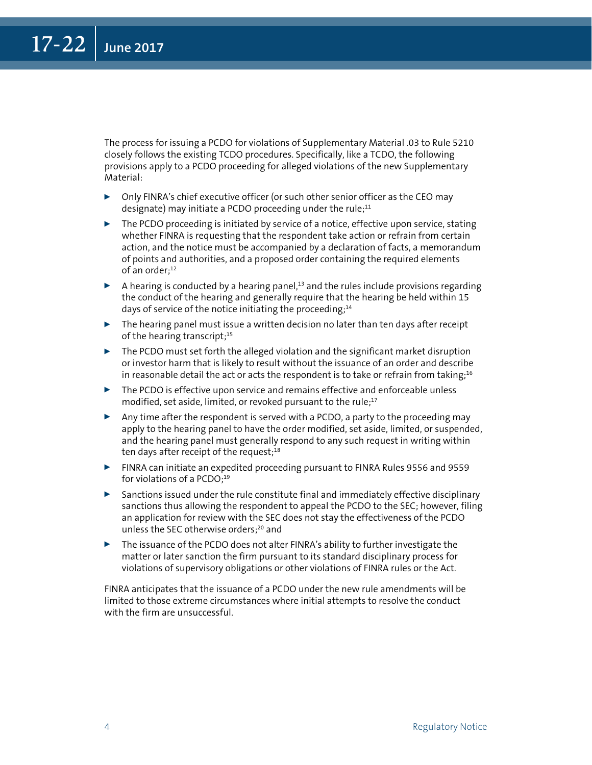The process for issuing a PCDO for violations of Supplementary Material .03 to Rule 5210 closely follows the existing TCDO procedures. Specifically, like a TCDO, the following provisions apply to a PCDO proceeding for alleged violations of the new Supplementary Material:

- Only FINRA's chief executive officer (or such other senior officer as the CEO may designate) may initiate a PCDO proceeding under the rule;[11]
- The PCDO proceeding is initiated by service of a notice, effective upon service, stating whether FINRA is requesting that the respondent take action or refrain from certain action, and the notice must be accompanied by a declaration of facts, a memorandum of points and authorities, and a proposed order containing the required elements of an order;[12]
- A hearing is conducted by a hearing panel,[13] and the rules include provisions regarding the conduct of the hearing and generally require that the hearing be held within 15 days of service of the notice initiating the proceeding;[14]
- The hearing panel must issue a written decision no later than ten days after receipt of the hearing transcript;[15]
- The PCDO must set forth the alleged violation and the significant market disruption or investor harm that is likely to result without the issuance of an order and describe in reasonable detail the act or acts the respondent is to take or refrain from taking;[16]
- The PCDO is effective upon service and remains effective and enforceable unless modified, set aside, limited, or revoked pursuant to the rule;[17]
- Any time after the respondent is served with a PCDO, a party to the proceeding may apply to the hearing panel to have the order modified, set aside, limited, or suspended, and the hearing panel must generally respond to any such request in writing within ten days after receipt of the request;[18]
- FINRA can initiate an expedited proceeding pursuant to FINRA Rules 9556 and 9559 for violations of a PCDO;[19]
- Sanctions issued under the rule constitute final and immediately effective disciplinary sanctions thus allowing the respondent to appeal the PCDO to the SEC; however, filing an application for review with the SEC does not stay the effectiveness of the PCDO unless the SEC otherwise orders;[20] and
- The issuance of the PCDO does not alter FINRA's ability to further investigate the matter or later sanction the firm pursuant to its standard disciplinary process for violations of supervisory obligations or other violations of FINRA rules or the Act.

FINRA anticipates that the issuance of a PCDO under the new rule amendments will be limited to those extreme circumstances where initial attempts to resolve the conduct with the firm are unsuccessful.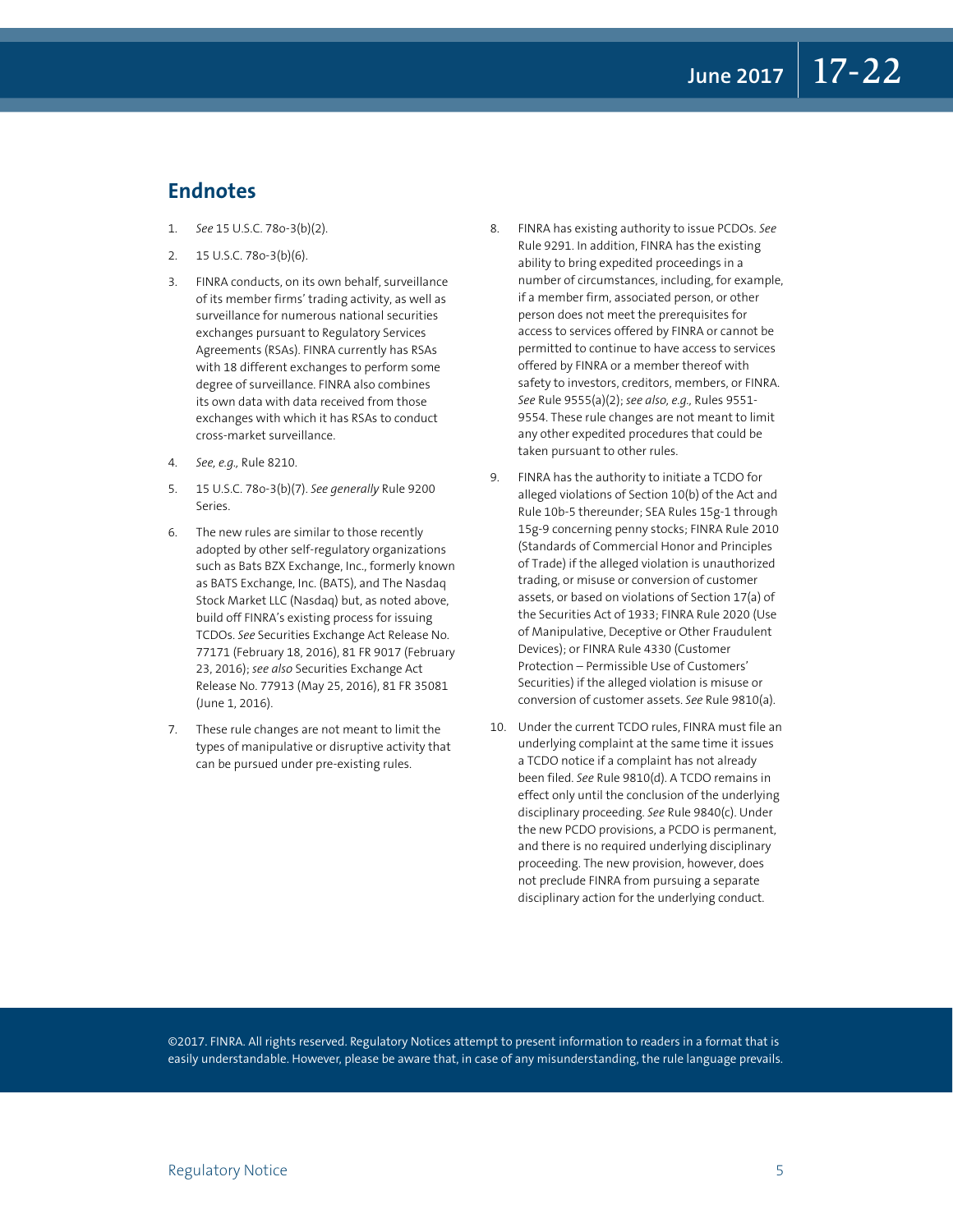## Endnotes

1. *See* 15 U.S.C. 78o-3(b)(2).
2. 15 U.S.C. 78o-3(b)(6).
3. FINRA conducts, on its own behalf, surveillance of its member firms' trading activity, as well as surveillance for numerous national securities exchanges pursuant to Regulatory Services Agreements (RSAs). FINRA currently has RSAs with 18 different exchanges to perform some degree of surveillance. FINRA also combines its own data with data received from those exchanges with which it has RSAs to conduct cross-market surveillance.
4. *See, e.g.,* Rule 8210.
5. 15 U.S.C. 78o-3(b)(7). *See generally* Rule 9200 Series.
6. The new rules are similar to those recently adopted by other self-regulatory organizations such as Bats BZX Exchange, Inc., formerly known as BATS Exchange, Inc. (BATS), and The Nasdaq Stock Market LLC (Nasdaq) but, as noted above, build off FINRA's existing process for issuing TCDOs. *See* Securities Exchange Act Release No. 77171 (February 18, 2016), 81 FR 9017 (February 23, 2016); *see also* Securities Exchange Act Release No. 77913 (May 25, 2016), 81 FR 35081 (June 1, 2016).
7. These rule changes are not meant to limit the types of manipulative or disruptive activity that can be pursued under pre-existing rules.
8. FINRA has existing authority to issue PCDOs. *See* Rule 9291. In addition, FINRA has the existing ability to bring expedited proceedings in a number of circumstances, including, for example, if a member firm, associated person, or other person does not meet the prerequisites for access to services offered by FINRA or cannot be permitted to continue to have access to services offered by FINRA or a member thereof with safety to investors, creditors, members, or FINRA. *See* Rule 9555(a)(2); *see also, e.g.,* Rules 9551-9554. These rule changes are not meant to limit any other expedited procedures that could be taken pursuant to other rules.
9. FINRA has the authority to initiate a TCDO for alleged violations of Section 10(b) of the Act and Rule 10b-5 thereunder; SEA Rules 15g-1 through 15g-9 concerning penny stocks; FINRA Rule 2010 (Standards of Commercial Honor and Principles of Trade) if the alleged violation is unauthorized trading, or misuse or conversion of customer assets, or based on violations of Section 17(a) of the Securities Act of 1933; FINRA Rule 2020 (Use of Manipulative, Deceptive or Other Fraudulent Devices); or FINRA Rule 4330 (Customer Protection – Permissible Use of Customers' Securities) if the alleged violation is misuse or conversion of customer assets. *See* Rule 9810(a).
10. Under the current TCDO rules, FINRA must file an underlying complaint at the same time it issues a TCDO notice if a complaint has not already been filed. *See* Rule 9810(d). A TCDO remains in effect only until the conclusion of the underlying disciplinary proceeding. *See* Rule 9840(c). Under the new PCDO provisions, a PCDO is permanent, and there is no required underlying disciplinary proceeding. The new provision, however, does not preclude FINRA from pursuing a separate disciplinary action for the underlying conduct.

©2017. FINRA. All rights reserved. Regulatory Notices attempt to present information to readers in a format that is easily understandable. However, please be aware that, in case of any misunderstanding, the rule language prevails.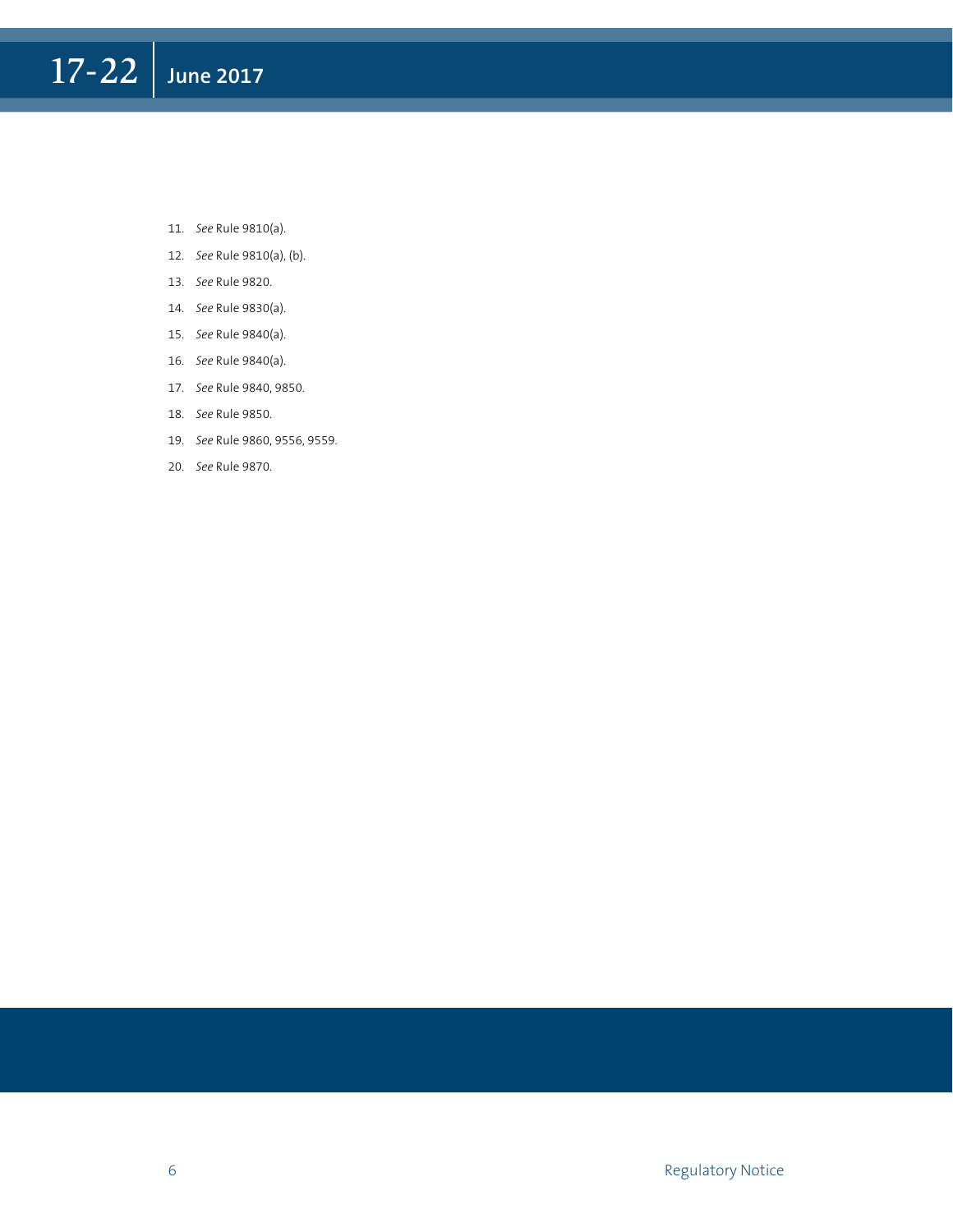11. *See* Rule 9810(a).
12. *See* Rule 9810(a), (b).
13. *See* Rule 9820.
14. *See* Rule 9830(a).
15. *See* Rule 9840(a).
16. *See* Rule 9840(a).
17. *See* Rule 9840, 9850.
18. *See* Rule 9850.
19. *See* Rule 9860, 9556, 9559.
20. *See* Rule 9870.